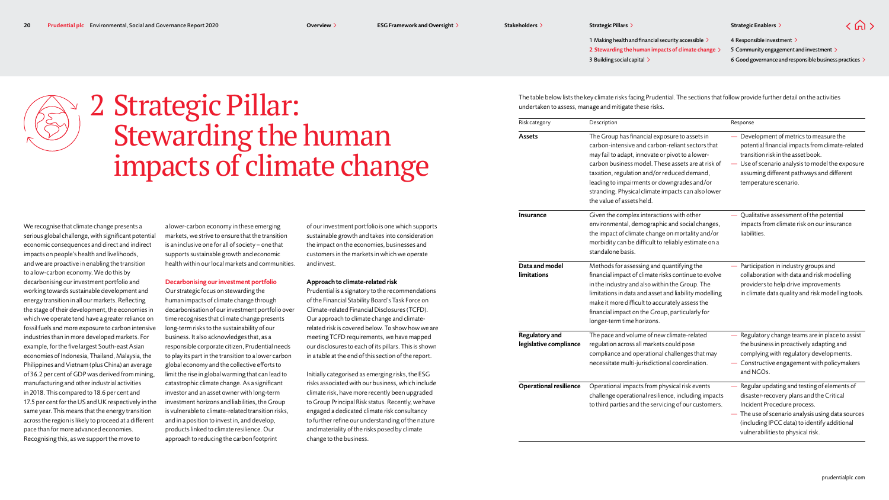# 2 Strategic Pillar: Stewarding the human impacts of climate change

We recognise that climate change presents a serious global challenge, with significant potential economic consequences and direct and indirect impacts on people's health and livelihoods, and we are proactive in enabling the transition to a low-carbon economy. We do this by decarbonising our investment portfolio and working towards sustainable development and energy transition in all our markets. Reflecting the stage of their development, the economies in which we operate tend have a greater reliance on fossil fuels and more exposure to carbon intensive industries than in more developed markets. For example, for the five largest South-east Asian economies of Indonesia, Thailand, Malaysia, the Philippines and Vietnam (plus China) an average of 36.2 per cent of GDP was derived from mining, manufacturing and other industrial activities in 2018. This compared to 18.6 per cent and 17.5 per cent for the US and UK respectively in the same year. This means that the energy transition across the region is likely to proceed at a different pace than for more advanced economies. Recognising this, as we support the move to a lower-carbon economy in these emerging markets, we strive to ensure that the transition is an inclusive one for all of society – one that supports sustainable growth and economic health within our local markets and communities.

### Decarbonising our investment portfolio

Our strategic focus on stewarding the human impacts of climate change through decarbonisation of our investment portfolio over time recognises that climate change presents long-term risks to the sustainability of our business. It also acknowledges that, as a responsible corporate citizen, Prudential needs to play its part in the transition to a lower carbon global economy and the collective efforts to limit the rise in global warming that can lead to catastrophic climate change. As a significant investor and an asset owner with long-term investment horizons and liabilities, the Group is vulnerable to climate-related transition risks, and in a position to invest in, and develop, products linked to climate resilience. Our approach to reducing the carbon footprint of our investment portfolio is one which supports sustainable growth and takes into consideration the impact on the economies, businesses and customers in the markets in which we operate and invest.

### Approach to climate-related risk

Prudential is a signatory to the recommendations of the Financial Stability Board's Task Force on Climate-related Financial Disclosures (TCFD). Our approach to climate change and climate-related risk is covered below. To show how we are meeting TCFD requirements, we have mapped our disclosures to each of its pillars. This is shown in a table at the end of this section of the report.

Initially categorised as emerging risks, the ESG risks associated with our business, which include climate risk, have more recently been upgraded to Group Principal Risk status. Recently, we have engaged a dedicated climate risk consultancy to further refine our understanding of the nature and materiality of the risks posed by climate change to the business.

The table below lists the key climate risks facing Prudential. The sections that follow provide further detail on the activities undertaken to assess, manage and mitigate these risks.

| Risk category | Description | Response |
|---|---|---|
| **Assets** | The Group has financial exposure to assets in carbon-intensive and carbon-reliant sectors that may fail to adapt, innovate or pivot to a lower-carbon business model. These assets are at risk of taxation, regulation and/or reduced demand, leading to impairments or downgrades and/or stranding. Physical climate impacts can also lower the value of assets held. | — Development of metrics to measure the potential financial impacts from climate-related transition risk in the asset book.<br>— Use of scenario analysis to model the exposure assuming different pathways and different temperature scenario. |
| **Insurance** | Given the complex interactions with other environmental, demographic and social changes, the impact of climate change on mortality and/or morbidity can be difficult to reliably estimate on a standalone basis. | — Qualitative assessment of the potential impacts from climate risk on our insurance liabilities. |
| **Data and model limitations** | Methods for assessing and quantifying the financial impact of climate risks continue to evolve in the industry and also within the Group. The limitations in data and asset and liability modelling make it more difficult to accurately assess the financial impact on the Group, particularly for longer-term time horizons. | — Participation in industry groups and collaboration with data and risk modelling providers to help drive improvements in climate data quality and risk modelling tools. |
| **Regulatory and legislative compliance** | The pace and volume of new climate-related regulation across all markets could pose compliance and operational challenges that may necessitate multi-jurisdictional coordination. | — Regulatory change teams are in place to assist the business in proactively adapting and complying with regulatory developments.<br>— Constructive engagement with policymakers and NGOs. |
| **Operational resilience** | Operational impacts from physical risk events challenge operational resilience, including impacts to third parties and the servicing of our customers. | — Regular updating and testing of elements of disaster-recovery plans and the Critical Incident Procedure process.<br>— The use of scenario analysis using data sources (including IPCC data) to identify additional vulnerabilities to physical risk. |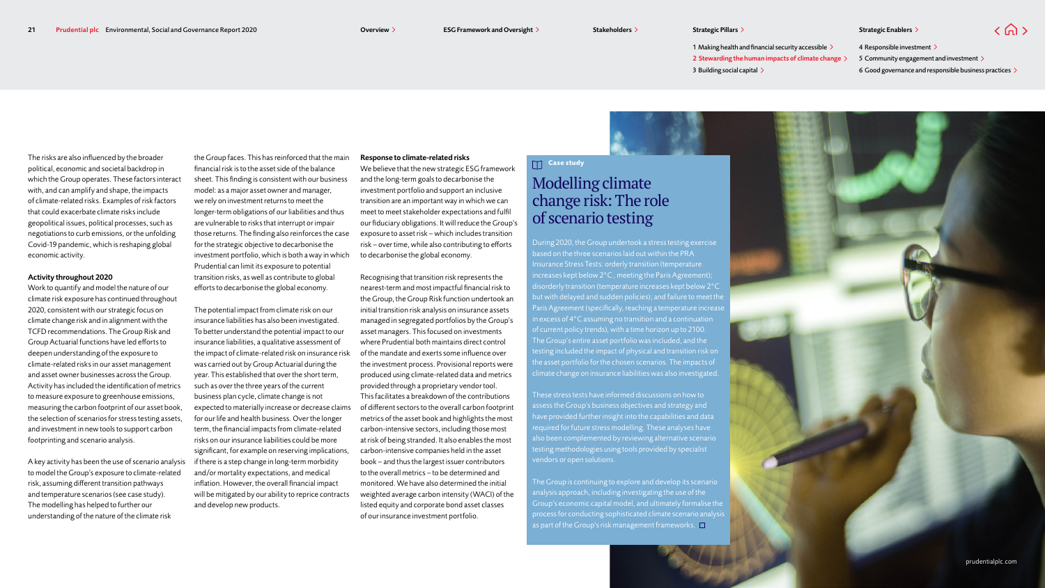The risks are also influenced by the broader political, economic and societal backdrop in which the Group operates. These factors interact with, and can amplify and shape, the impacts of climate-related risks. Examples of risk factors that could exacerbate climate risks include geopolitical issues, political processes, such as negotiations to curb emissions, or the unfolding Covid-19 pandemic, which is reshaping global economic activity.

**Activity throughout 2020**

Work to quantify and model the nature of our climate risk exposure has continued throughout 2020, consistent with our strategic focus on climate change risk and in alignment with the TCFD recommendations. The Group Risk and Group Actuarial functions have led efforts to deepen understanding of the exposure to climate-related risks in our asset management and asset owner businesses across the Group. Activity has included the identification of metrics to measure exposure to greenhouse emissions, measuring the carbon footprint of our asset book, the selection of scenarios for stress testing assets, and investment in new tools to support carbon footprinting and scenario analysis.

A key activity has been the use of scenario analysis to model the Group's exposure to climate-related risk, assuming different transition pathways and temperature scenarios (see case study). The modelling has helped to further our understanding of the nature of the climate risk the Group faces. This has reinforced that the main financial risk is to the asset side of the balance sheet. This finding is consistent with our business model: as a major asset owner and manager, we rely on investment returns to meet the longer-term obligations of our liabilities and thus are vulnerable to risks that interrupt or impair those returns. The finding also reinforces the case for the strategic objective to decarbonise the investment portfolio, which is both a way in which Prudential can limit its exposure to potential transition risks, as well as contribute to global efforts to decarbonise the global economy.

The potential impact from climate risk on our insurance liabilities has also been investigated. To better understand the potential impact to our insurance liabilities, a qualitative assessment of the impact of climate-related risk on insurance risk was carried out by Group Actuarial during the year. This established that over the short term, such as over the three years of the current business plan cycle, climate change is not expected to materially increase or decrease claims for our life and health business. Over the longer term, the financial impacts from climate-related risks on our insurance liabilities could be more significant, for example on reserving implications, if there is a step change in long-term morbidity and/or mortality expectations, and medical inflation. However, the overall financial impact will be mitigated by our ability to reprice contracts and develop new products.

**Response to climate-related risks**

We believe that the new strategic ESG framework and the long-term goals to decarbonise the investment portfolio and support an inclusive transition are an important way in which we can meet to meet stakeholder expectations and fulfil our fiduciary obligations. It will reduce the Group's exposure to asset risk – which includes transition risk – over time, while also contributing to efforts to decarbonise the global economy.

Recognising that transition risk represents the nearest-term and most impactful financial risk to the Group, the Group Risk function undertook an initial transition risk analysis on insurance assets managed in segregated portfolios by the Group's asset managers. This focused on investments where Prudential both maintains direct control of the mandate and exerts some influence over the investment process. Provisional reports were produced using climate-related data and metrics provided through a proprietary vendor tool. This facilitates a breakdown of the contributions of different sectors to the overall carbon footprint metrics of the asset book and highlights the most carbon-intensive sectors, including those most at risk of being stranded. It also enables the most carbon-intensive companies held in the asset book – and thus the largest issuer contributors to the overall metrics – to be determined and monitored. We have also determined the initial weighted average carbon intensity (WACI) of the listed equity and corporate bond asset classes of our insurance investment portfolio.

**Case study**

## Modelling climate change risk: The role of scenario testing

During 2020, the Group undertook a stress testing exercise based on the three scenarios laid out within the PRA Insurance Stress Tests: orderly transition (temperature increases kept below 2°C, meeting the Paris Agreement); disorderly transition (temperature increases kept below 2°C but with delayed and sudden policies); and failure to meet the Paris Agreement (specifically, reaching a temperature increase in excess of 4°C assuming no transition and a continuation of current policy trends), with a time horizon up to 2100. The Group's entire asset portfolio was included, and the testing included the impact of physical and transition risk on the asset portfolio for the chosen scenarios. The impacts of climate change on insurance liabilities was also investigated.

These stress tests have informed discussions on how to assess the Group's business objectives and strategy and have provided further insight into the capabilities and data required for future stress modelling. These analyses have also been complemented by reviewing alternative scenario testing methodologies using tools provided by specialist vendors or open solutions.

The Group is continuing to explore and develop its scenario analysis approach, including investigating the use of the Group's economic capital model, and ultimately formalise the process for conducting sophisticated climate scenario analysis as part of the Group's risk management frameworks.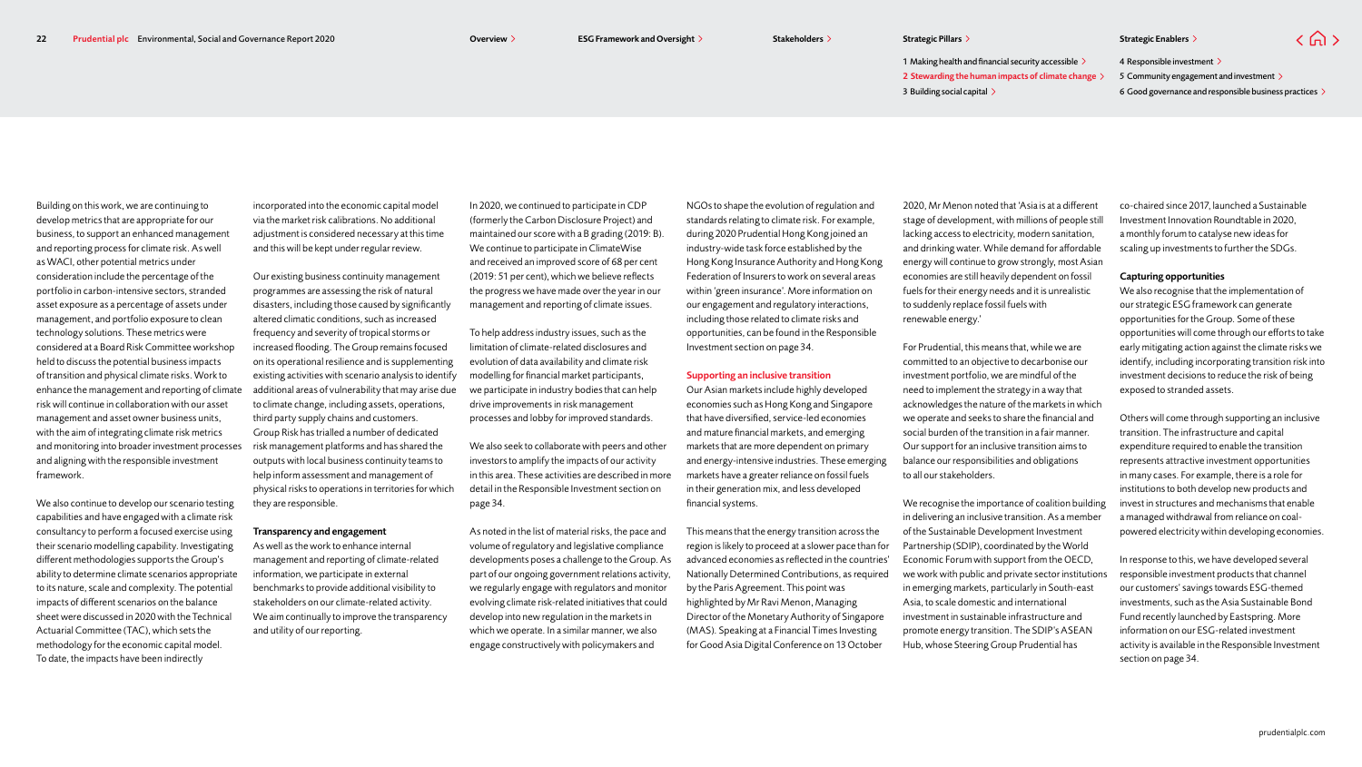Building on this work, we are continuing to develop metrics that are appropriate for our business, to support an enhanced management and reporting process for climate risk. As well as WACI, other potential metrics under consideration include the percentage of the portfolio in carbon-intensive sectors, stranded asset exposure as a percentage of assets under management, and portfolio exposure to clean technology solutions. These metrics were considered at a Board Risk Committee workshop held to discuss the potential business impacts of transition and physical climate risks. Work to enhance the management and reporting of climate risk will continue in collaboration with our asset management and asset owner business units, with the aim of integrating climate risk metrics and monitoring into broader investment processes and aligning with the responsible investment framework.

We also continue to develop our scenario testing capabilities and have engaged with a climate risk consultancy to perform a focused exercise using their scenario modelling capability. Investigating different methodologies supports the Group's ability to determine climate scenarios appropriate to its nature, scale and complexity. The potential impacts of different scenarios on the balance sheet were discussed in 2020 with the Technical Actuarial Committee (TAC), which sets the methodology for the economic capital model. To date, the impacts have been indirectly incorporated into the economic capital model via the market risk calibrations. No additional adjustment is considered necessary at this time and this will be kept under regular review.

Our existing business continuity management programmes are assessing the risk of natural disasters, including those caused by significantly altered climatic conditions, such as increased frequency and severity of tropical storms or increased flooding. The Group remains focused on its operational resilience and is supplementing existing activities with scenario analysis to identify additional areas of vulnerability that may arise due to climate change, including assets, operations, third party supply chains and customers. Group Risk has trialled a number of dedicated risk management platforms and has shared the outputs with local business continuity teams to help inform assessment and management of physical risks to operations in territories for which they are responsible.

### Transparency and engagement

As well as the work to enhance internal management and reporting of climate-related information, we participate in external benchmarks to provide additional visibility to stakeholders on our climate-related activity. We aim continually to improve the transparency and utility of our reporting.

In 2020, we continued to participate in CDP (formerly the Carbon Disclosure Project) and maintained our score with a B grading (2019: B). We continue to participate in ClimateWise and received an improved score of 68 per cent (2019: 51 per cent), which we believe reflects the progress we have made over the year in our management and reporting of climate issues.

To help address industry issues, such as the limitation of climate-related disclosures and evolution of data availability and climate risk modelling for financial market participants, we participate in industry bodies that can help drive improvements in risk management processes and lobby for improved standards.

We also seek to collaborate with peers and other investors to amplify the impacts of our activity in this area. These activities are described in more detail in the Responsible Investment section on page 34.

As noted in the list of material risks, the pace and volume of regulatory and legislative compliance developments poses a challenge to the Group. As part of our ongoing government relations activity, we regularly engage with regulators and monitor evolving climate risk-related initiatives that could develop into new regulation in the markets in which we operate. In a similar manner, we also engage constructively with policymakers and NGOs to shape the evolution of regulation and standards relating to climate risk. For example, during 2020 Prudential Hong Kong joined an industry-wide task force established by the Hong Kong Insurance Authority and Hong Kong Federation of Insurers to work on several areas within 'green insurance'. More information on our engagement and regulatory interactions, including those related to climate risks and opportunities, can be found in the Responsible Investment section on page 34.

### Supporting an inclusive transition

Our Asian markets include highly developed economies such as Hong Kong and Singapore that have diversified, service-led economies and mature financial markets, and emerging markets that are more dependent on primary and energy-intensive industries. These emerging markets have a greater reliance on fossil fuels in their generation mix, and less developed financial systems.

This means that the energy transition across the region is likely to proceed at a slower pace than for advanced economies as reflected in the countries' Nationally Determined Contributions, as required by the Paris Agreement. This point was highlighted by Mr Ravi Menon, Managing Director of the Monetary Authority of Singapore (MAS). Speaking at a Financial Times Investing for Good Asia Digital Conference on 13 October 2020, Mr Menon noted that 'Asia is at a different stage of development, with millions of people still lacking access to electricity, modern sanitation, and drinking water. While demand for affordable energy will continue to grow strongly, most Asian economies are still heavily dependent on fossil fuels for their energy needs and it is unrealistic to suddenly replace fossil fuels with renewable energy.'

For Prudential, this means that, while we are committed to an objective to decarbonise our investment portfolio, we are mindful of the need to implement the strategy in a way that acknowledges the nature of the markets in which we operate and seeks to share the financial and social burden of the transition in a fair manner. Our support for an inclusive transition aims to balance our responsibilities and obligations to all our stakeholders.

We recognise the importance of coalition building in delivering an inclusive transition. As a member of the Sustainable Development Investment Partnership (SDIP), coordinated by the World Economic Forum with support from the OECD, we work with public and private sector institutions in emerging markets, particularly in South-east Asia, to scale domestic and international investment in sustainable infrastructure and promote energy transition. The SDIP's ASEAN Hub, whose Steering Group Prudential has co-chaired since 2017, launched a Sustainable Investment Innovation Roundtable in 2020, a monthly forum to catalyse new ideas for scaling up investments to further the SDGs.

### Capturing opportunities

We also recognise that the implementation of our strategic ESG framework can generate opportunities for the Group. Some of these opportunities will come through our efforts to take early mitigating action against the climate risks we identify, including incorporating transition risk into investment decisions to reduce the risk of being exposed to stranded assets.

Others will come through supporting an inclusive transition. The infrastructure and capital expenditure required to enable the transition represents attractive investment opportunities in many cases. For example, there is a role for institutions to both develop new products and invest in structures and mechanisms that enable a managed withdrawal from reliance on coal-powered electricity within developing economies.

In response to this, we have developed several responsible investment products that channel our customers' savings towards ESG-themed investments, such as the Asia Sustainable Bond Fund recently launched by Eastspring. More information on our ESG-related investment activity is available in the Responsible Investment section on page 34.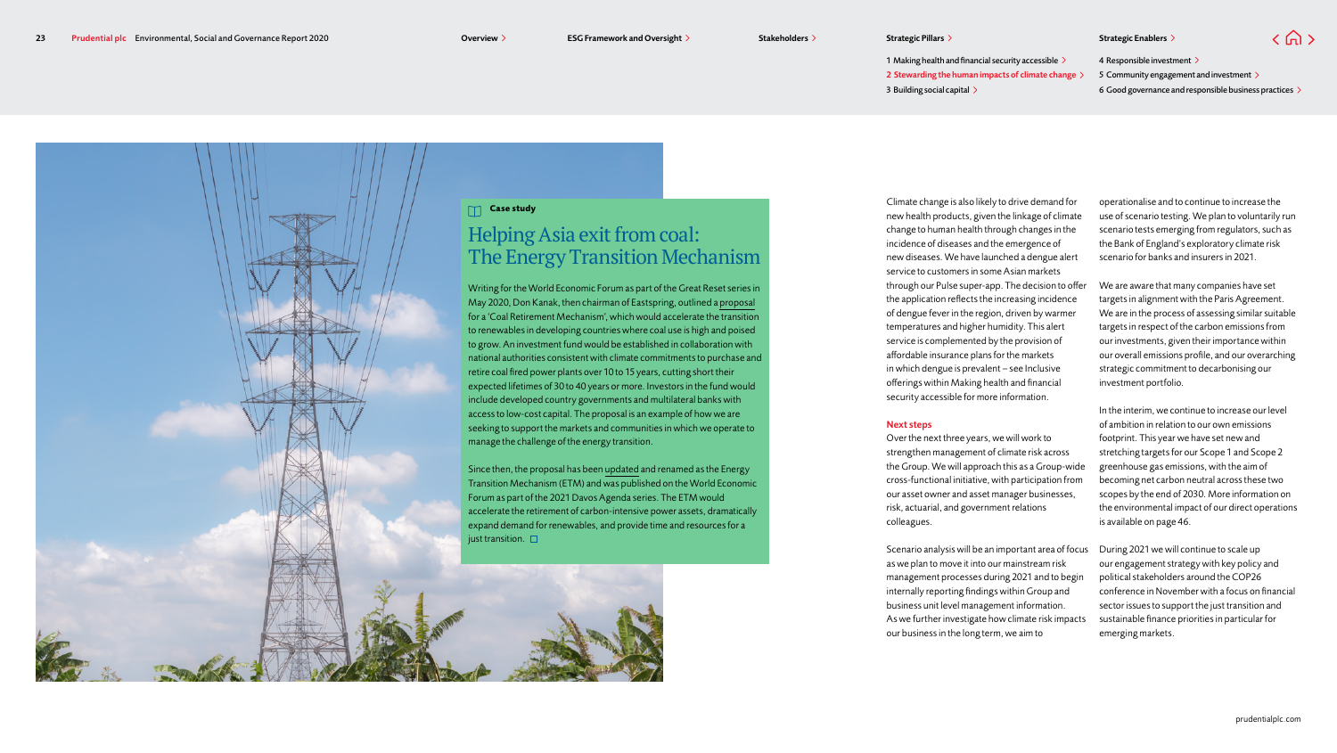Case study

## Helping Asia exit from coal: The Energy Transition Mechanism

Writing for the World Economic Forum as part of the Great Reset series in May 2020, Don Kanak, then chairman of Eastspring, outlined a proposal for a 'Coal Retirement Mechanism', which would accelerate the transition to renewables in developing countries where coal use is high and poised to grow. An investment fund would be established in collaboration with national authorities consistent with climate commitments to purchase and retire coal fired power plants over 10 to 15 years, cutting short their expected lifetimes of 30 to 40 years or more. Investors in the fund would include developed country governments and multilateral banks with access to low-cost capital. The proposal is an example of how we are seeking to support the markets and communities in which we operate to manage the challenge of the energy transition.

Since then, the proposal has been updated and renamed as the Energy Transition Mechanism (ETM) and was published on the World Economic Forum as part of the 2021 Davos Agenda series. The ETM would accelerate the retirement of carbon-intensive power assets, dramatically expand demand for renewables, and provide time and resources for a just transition.

Climate change is also likely to drive demand for new health products, given the linkage of climate change to human health through changes in the incidence of diseases and the emergence of new diseases. We have launched a dengue alert service to customers in some Asian markets through our Pulse super-app. The decision to offer the application reflects the increasing incidence of dengue fever in the region, driven by warmer temperatures and higher humidity. This alert service is complemented by the provision of affordable insurance plans for the markets in which dengue is prevalent – see Inclusive offerings within Making health and financial security accessible for more information.

### Next steps

Over the next three years, we will work to strengthen management of climate risk across the Group. We will approach this as a Group-wide cross-functional initiative, with participation from our asset owner and asset manager businesses, risk, actuarial, and government relations colleagues.

Scenario analysis will be an important area of focus as we plan to move it into our mainstream risk management processes during 2021 and to begin internally reporting findings within Group and business unit level management information. As we further investigate how climate risk impacts our business in the long term, we aim to operationalise and to continue to increase the use of scenario testing. We plan to voluntarily run scenario tests emerging from regulators, such as the Bank of England's exploratory climate risk scenario for banks and insurers in 2021.

We are aware that many companies have set targets in alignment with the Paris Agreement. We are in the process of assessing similar suitable targets in respect of the carbon emissions from our investments, given their importance within our overall emissions profile, and our overarching strategic commitment to decarbonising our investment portfolio.

In the interim, we continue to increase our level of ambition in relation to our own emissions footprint. This year we have set new and stretching targets for our Scope 1 and Scope 2 greenhouse gas emissions, with the aim of becoming net carbon neutral across these two scopes by the end of 2030. More information on the environmental impact of our direct operations is available on page 46.

During 2021 we will continue to scale up our engagement strategy with key policy and political stakeholders around the COP26 conference in November with a focus on financial sector issues to support the just transition and sustainable finance priorities in particular for emerging markets.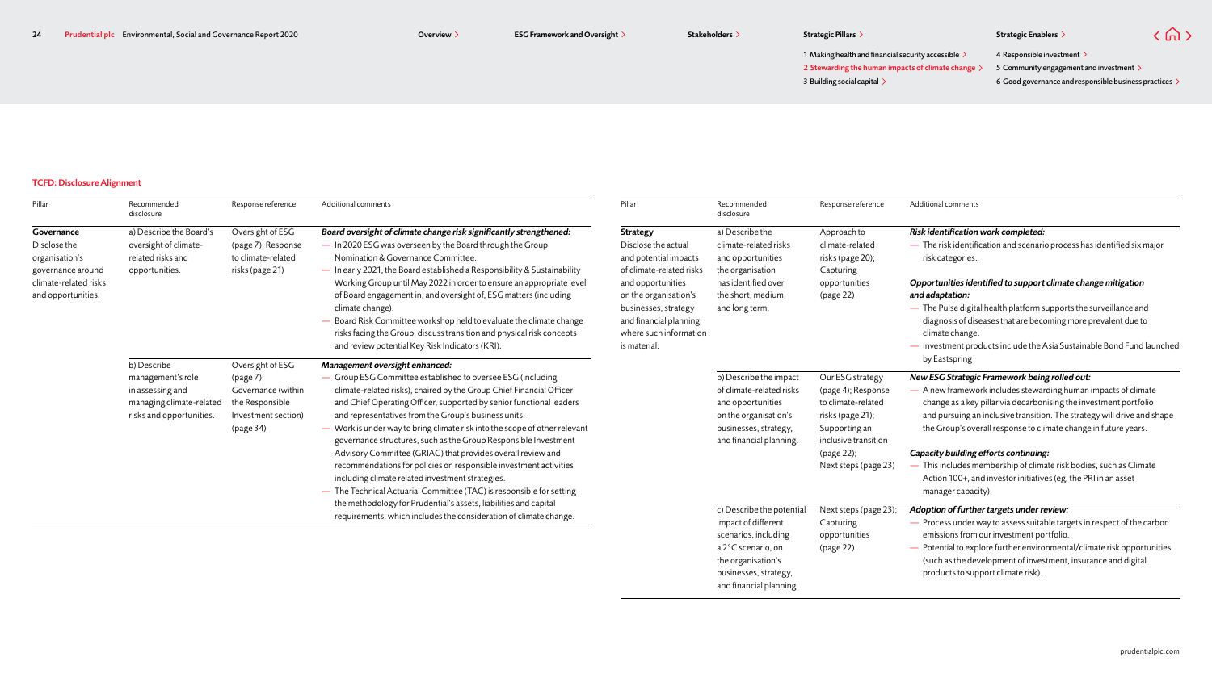## TCFD: Disclosure Alignment

| Pillar | Recommended disclosure | Response reference | Additional comments |
|---|---|---|---|
| **Governance** Disclose the organisation's governance around climate-related risks and opportunities. | a) Describe the Board's oversight of climate-related risks and opportunities. | Oversight of ESG (page 7); Response to climate-related risks (page 21) | ***Board oversight of climate change risk significantly strengthened:*** — In 2020 ESG was overseen by the Board through the Group Nomination & Governance Committee. — In early 2021, the Board established a Responsibility & Sustainability Working Group until May 2022 in order to ensure an appropriate level of Board engagement in, and oversight of, ESG matters (including climate change). — Board Risk Committee workshop held to evaluate the climate change risks facing the Group, discuss transition and physical risk concepts and review potential Key Risk Indicators (KRI). |
| | b) Describe management's role in assessing and managing climate-related risks and opportunities. | Oversight of ESG (page 7); Governance (within the Responsible Investment section) (page 34) | ***Management oversight enhanced:*** — Group ESG Committee established to oversee ESG (including climate-related risks), chaired by the Group Chief Financial Officer and Chief Operating Officer, supported by senior functional leaders and representatives from the Group's business units. — Work is under way to bring climate risk into the scope of other relevant governance structures, such as the Group Responsible Investment Advisory Committee (GRIAC) that provides overall review and recommendations for policies on responsible investment activities including climate related investment strategies. — The Technical Actuarial Committee (TAC) is responsible for setting the methodology for Prudential's assets, liabilities and capital requirements, which includes the consideration of climate change. |
| **Strategy** Disclose the actual and potential impacts of climate-related risks and opportunities on the organisation's businesses, strategy and financial planning where such information is material. | a) Describe the climate-related risks and opportunities the organisation has identified over the short, medium, and long term. | Approach to climate-related risks (page 20); Capturing opportunities (page 22) | ***Risk identification work completed:*** — The risk identification and scenario process has identified six major risk categories. ***Opportunities identified to support climate change mitigation and adaptation:*** — The Pulse digital health platform supports the surveillance and diagnosis of diseases that are becoming more prevalent due to climate change. — Investment products include the Asia Sustainable Bond Fund launched by Eastspring |
| | b) Describe the impact of climate-related risks and opportunities on the organisation's businesses, strategy, and financial planning. | Our ESG strategy (page 4); Response to climate-related risks (page 21); Supporting an inclusive transition (page 22); Next steps (page 23) | ***New ESG Strategic Framework being rolled out:*** — A new framework includes stewarding human impacts of climate change as a key pillar via decarbonising the investment portfolio and pursuing an inclusive transition. The strategy will drive and shape the Group's overall response to climate change in future years. ***Capacity building efforts continuing:*** — This includes membership of climate risk bodies, such as Climate Action 100+, and investor initiatives (eg, the PRI in an asset manager capacity). |
| | c) Describe the potential impact of different scenarios, including a 2°C scenario, on the organisation's businesses, strategy, and financial planning. | Next steps (page 23); Capturing opportunities (page 22) | ***Adoption of further targets under review:*** — Process under way to assess suitable targets in respect of the carbon emissions from our investment portfolio. — Potential to explore further environmental/climate risk opportunities (such as the development of investment, insurance and digital products to support climate risk). |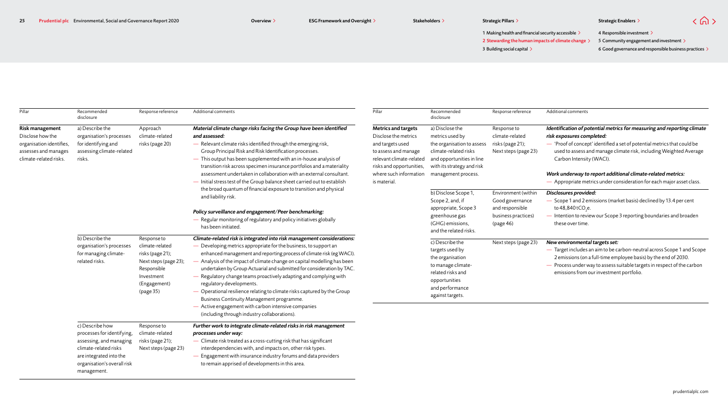| Pillar | Recommended disclosure | Response reference | Additional comments |
|---|---|---|---|
| **Risk management** Disclose how the organisation identifies, assesses and manages climate-related risks. | a) Describe the organisation's processes for identifying and assessing climate-related risks. | Approach climate-related risks (page 20) | ***Material climate change risks facing the Group have been identified and assessed:*** — Relevant climate risks identified through the emerging risk, Group Principal Risk and Risk Identification processes. — This output has been supplemented with an in-house analysis of transition risk across specimen insurance portfolios and a materiality assessment undertaken in collaboration with an external consultant. — Initial stress test of the Group balance sheet carried out to establish the broad quantum of financial exposure to transition and physical and liability risk. ***Policy surveillance and engagement/Peer benchmarking:*** — Regular monitoring of regulatory and policy initiatives globally has been initiated. |
| | b) Describe the organisation's processes for managing climate-related risks. | Response to climate-related risks (page 21); Next steps (page 23); Responsible Investment (Engagement) (page 35) | ***Climate-related risk is integrated into risk management considerations:*** — Developing metrics appropriate for the business, to support an enhanced management and reporting process of climate risk (eg WACI). — Analysis of the impact of climate change on capital modelling has been undertaken by Group Actuarial and submitted for consideration by TAC. — Regulatory change teams proactively adapting and complying with regulatory developments. — Operational resilience relating to climate risks captured by the Group Business Continuity Management programme. — Active engagement with carbon intensive companies (including through industry collaborations). |
| | c) Describe how processes for identifying, assessing, and managing climate-related risks are integrated into the organisation's overall risk management. | Response to climate-related risks (page 21); Next steps (page 23) | ***Further work to integrate climate-related risks in risk management processes under way:*** — Climate risk treated as a cross-cutting risk that has significant interdependencies with, and impacts on, other risk types. — Engagement with insurance industry forums and data providers to remain apprised of developments in this area. |

| Pillar | Recommended disclosure | Response reference | Additional comments |
|---|---|---|---|
| **Metrics and targets** Disclose the metrics and targets used to assess and manage relevant climate-related risks and opportunities, where such information is material. | a) Disclose the metrics used by the organisation to assess climate-related risks and opportunities in line with its strategy and risk management process. | Response to climate-related risks (page 21); Next steps (page 23) | ***Identification of potential metrics for measuring and reporting climate risk exposures completed:*** — 'Proof of concept' identified a set of potential metrics that could be used to assess and manage climate risk, including Weighted Average Carbon Intensity (WACI). ***Work underway to report additional climate-related metrics:*** — Appropriate metrics under consideration for each major asset class. |
| | b) Disclose Scope 1, Scope 2, and, if appropriate, Scope 3 greenhouse gas (GHG) emissions, and the related risks. | Environment (within Good governance and responsible business practices) (page 46) | ***Disclosures provided:*** — Scope 1 and 2 emissions (market basis) declined by 13.4 per cent to 48,840 $tCO_2e$. — Intention to review our Scope 3 reporting boundaries and broaden these over time. |
| | c) Describe the targets used by the organisation to manage climate-related risks and opportunities and performance against targets. | Next steps (page 23) | ***New environmental targets set:*** — Target includes an aim to be carbon-neutral across Scope 1 and Scope 2 emissions (on a full-time employee basis) by the end of 2030. — Process under way to assess suitable targets in respect of the carbon emissions from our investment portfolio. |